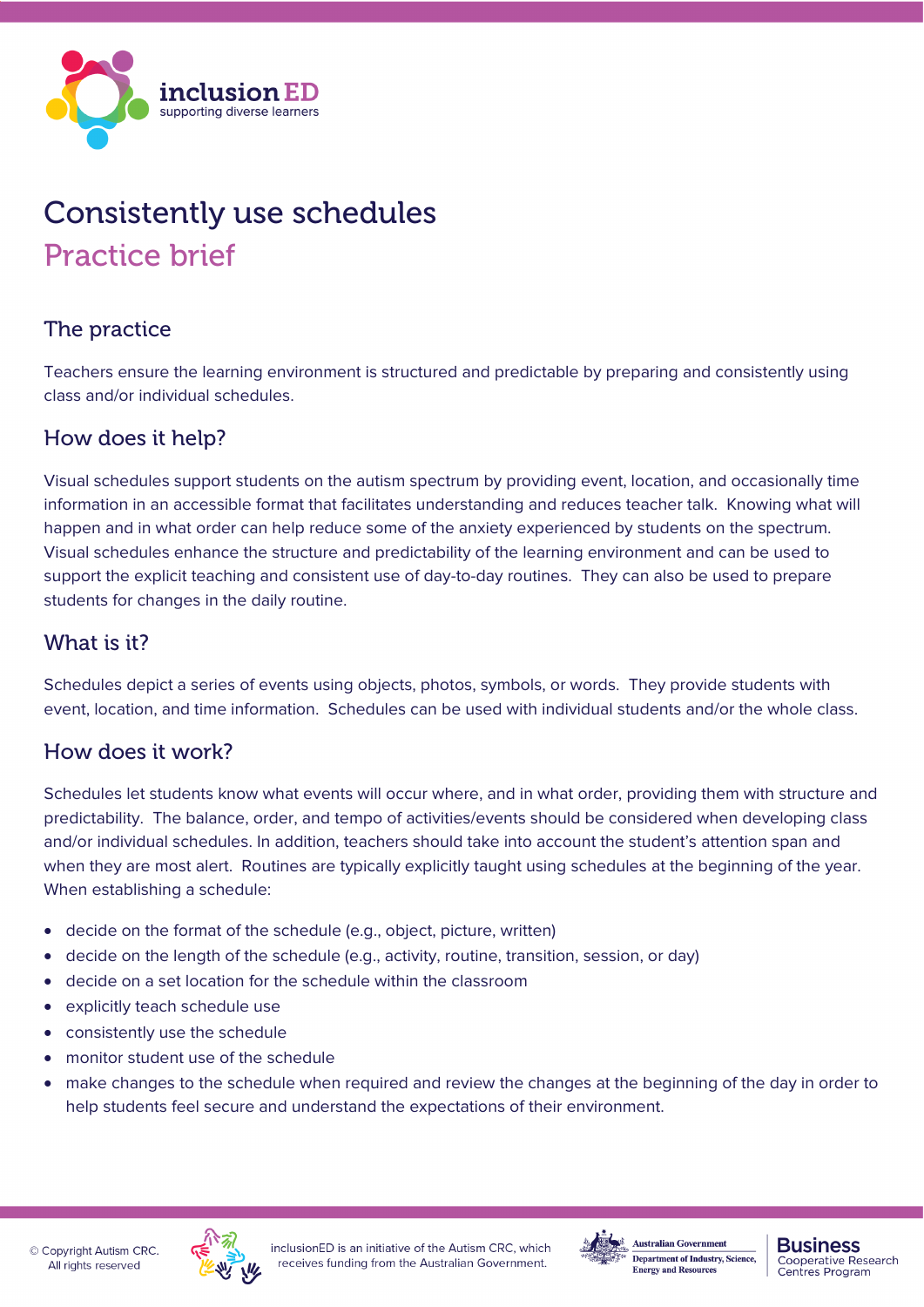inclusion ED
supporting diverse learners

# Consistently use schedules

## Practice brief

### The practice

Teachers ensure the learning environment is structured and predictable by preparing and consistently using class and/or individual schedules.

### How does it help?

Visual schedules support students on the autism spectrum by providing event, location, and occasionally time information in an accessible format that facilitates understanding and reduces teacher talk. Knowing what will happen and in what order can help reduce some of the anxiety experienced by students on the spectrum. Visual schedules enhance the structure and predictability of the learning environment and can be used to support the explicit teaching and consistent use of day-to-day routines. They can also be used to prepare students for changes in the daily routine.

### What is it?

Schedules depict a series of events using objects, photos, symbols, or words. They provide students with event, location, and time information. Schedules can be used with individual students and/or the whole class.

### How does it work?

Schedules let students know what events will occur where, and in what order, providing them with structure and predictability. The balance, order, and tempo of activities/events should be considered when developing class and/or individual schedules. In addition, teachers should take into account the student's attention span and when they are most alert. Routines are typically explicitly taught using schedules at the beginning of the year. When establishing a schedule:

- decide on the format of the schedule (e.g., object, picture, written)
- decide on the length of the schedule (e.g., activity, routine, transition, session, or day)
- decide on a set location for the schedule within the classroom
- explicitly teach schedule use
- consistently use the schedule
- monitor student use of the schedule
- make changes to the schedule when required and review the changes at the beginning of the day in order to help students feel secure and understand the expectations of their environment.

© Copyright Autism CRC. All rights reserved

inclusionED is an initiative of the Autism CRC, which receives funding from the Australian Government.

Australian Government Department of Industry, Science, Energy and Resources

Business Cooperative Research Centres Program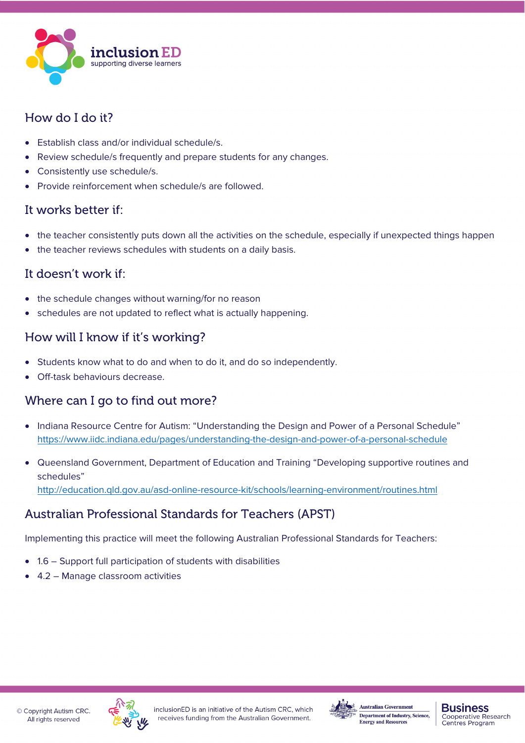## How do I do it?

- Establish class and/or individual schedule/s.
- Review schedule/s frequently and prepare students for any changes.
- Consistently use schedule/s.
- Provide reinforcement when schedule/s are followed.

## It works better if:

- the teacher consistently puts down all the activities on the schedule, especially if unexpected things happen
- the teacher reviews schedules with students on a daily basis.

## It doesn't work if:

- the schedule changes without warning/for no reason
- schedules are not updated to reflect what is actually happening.

## How will I know if it's working?

- Students know what to do and when to do it, and do so independently.
- Off-task behaviours decrease.

## Where can I go to find out more?

- Indiana Resource Centre for Autism: "Understanding the Design and Power of a Personal Schedule" https://www.iidc.indiana.edu/pages/understanding-the-design-and-power-of-a-personal-schedule

- Queensland Government, Department of Education and Training "Developing supportive routines and schedules" http://education.qld.gov.au/asd-online-resource-kit/schools/learning-environment/routines.html

## Australian Professional Standards for Teachers (APST)

Implementing this practice will meet the following Australian Professional Standards for Teachers:

- 1.6 – Support full participation of students with disabilities
- 4.2 – Manage classroom activities

© Copyright Autism CRC. All rights reserved

inclusionED is an initiative of the Autism CRC, which receives funding from the Australian Government.